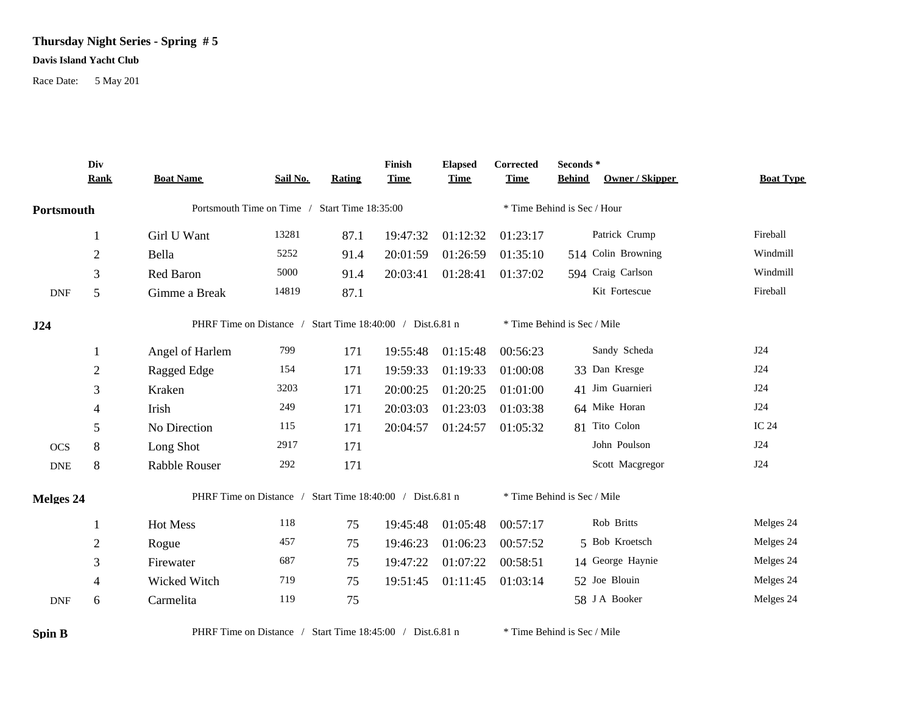**Thursday Night Series - Spring # 5**

**Davis Island Yacht Club**

Race Date: 5 May 201

| | Div Rank | Boat Name | Sail No. | Rating | Finish Time | Elapsed Time | Corrected Time | Seconds * Behind | Owner / Skipper | Boat Type |
|---|---|---|---|---|---|---|---|---|---|---|
| **Portsmouth** | | Portsmouth Time on Time / Start Time 18:35:00 | | | | | * Time Behind is Sec / Hour | | | |
| | 1 | Girl U Want | 13281 | 87.1 | 19:47:32 | 01:12:32 | 01:23:17 | | Patrick Crump | Fireball |
| | 2 | Bella | 5252 | 91.4 | 20:01:59 | 01:26:59 | 01:35:10 | 514 | Colin Browning | Windmill |
| | 3 | Red Baron | 5000 | 91.4 | 20:03:41 | 01:28:41 | 01:37:02 | 594 | Craig Carlson | Windmill |
| DNF | 5 | Gimme a Break | 14819 | 87.1 | | | | | Kit Fortescue | Fireball |
| **J24** | | PHRF Time on Distance / Start Time 18:40:00 / Dist.6.81 n | | | | | * Time Behind is Sec / Mile | | | |
| | 1 | Angel of Harlem | 799 | 171 | 19:55:48 | 01:15:48 | 00:56:23 | | Sandy Scheda | J24 |
| | 2 | Ragged Edge | 154 | 171 | 19:59:33 | 01:19:33 | 01:00:08 | 33 | Dan Kresge | J24 |
| | 3 | Kraken | 3203 | 171 | 20:00:25 | 01:20:25 | 01:01:00 | 41 | Jim Guarnieri | J24 |
| | 4 | Irish | 249 | 171 | 20:03:03 | 01:23:03 | 01:03:38 | 64 | Mike Horan | J24 |
| | 5 | No Direction | 115 | 171 | 20:04:57 | 01:24:57 | 01:05:32 | 81 | Tito Colon | IC 24 |
| OCS | 8 | Long Shot | 2917 | 171 | | | | | John Poulson | J24 |
| DNE | 8 | Rabble Rouser | 292 | 171 | | | | | Scott Macgregor | J24 |
| **Melges 24** | | PHRF Time on Distance / Start Time 18:40:00 / Dist.6.81 n | | | | | * Time Behind is Sec / Mile | | | |
| | 1 | Hot Mess | 118 | 75 | 19:45:48 | 01:05:48 | 00:57:17 | | Rob Britts | Melges 24 |
| | 2 | Rogue | 457 | 75 | 19:46:23 | 01:06:23 | 00:57:52 | 5 | Bob Kroetsch | Melges 24 |
| | 3 | Firewater | 687 | 75 | 19:47:22 | 01:07:22 | 00:58:51 | 14 | George Haynie | Melges 24 |
| | 4 | Wicked Witch | 719 | 75 | 19:51:45 | 01:11:45 | 01:03:14 | 52 | Joe Blouin | Melges 24 |
| DNF | 6 | Carmelita | 119 | 75 | | | | 58 | J A Booker | Melges 24 |
| **Spin B** | | PHRF Time on Distance / Start Time 18:45:00 / Dist.6.81 n | | | | | * Time Behind is Sec / Mile | | | |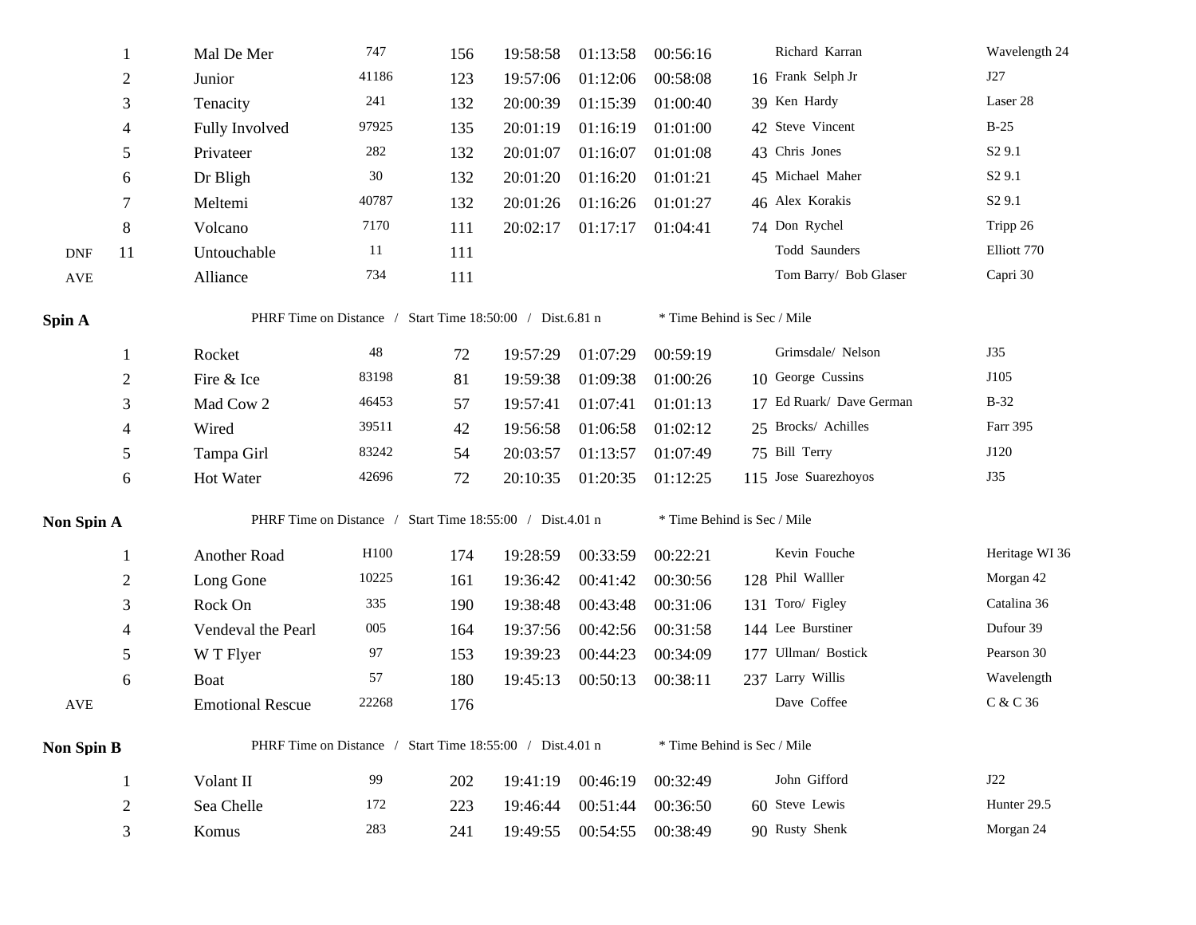| | | | | | | | | | | |
|---|---|---|---|---|---|---|---|---|---|---|
| | 1 | Mal De Mer | 747 | 156 | 19:58:58 | 01:13:58 | 00:56:16 | | Richard Karran | Wavelength 24 |
| | 2 | Junior | 41186 | 123 | 19:57:06 | 01:12:06 | 00:58:08 | 16 | Frank Selph Jr | J27 |
| | 3 | Tenacity | 241 | 132 | 20:00:39 | 01:15:39 | 01:00:40 | 39 | Ken Hardy | Laser 28 |
| | 4 | Fully Involved | 97925 | 135 | 20:01:19 | 01:16:19 | 01:01:00 | 42 | Steve Vincent | B-25 |
| | 5 | Privateer | 282 | 132 | 20:01:07 | 01:16:07 | 01:01:08 | 43 | Chris Jones | S2 9.1 |
| | 6 | Dr Bligh | 30 | 132 | 20:01:20 | 01:16:20 | 01:01:21 | 45 | Michael Maher | S2 9.1 |
| | 7 | Meltemi | 40787 | 132 | 20:01:26 | 01:16:26 | 01:01:27 | 46 | Alex Korakis | S2 9.1 |
| | 8 | Volcano | 7170 | 111 | 20:02:17 | 01:17:17 | 01:04:41 | 74 | Don Rychel | Tripp 26 |
| DNF | 11 | Untouchable | 11 | 111 | | | | | Todd Saunders | Elliott 770 |
| AVE | | Alliance | 734 | 111 | | | | | Tom Barry/ Bob Glaser | Capri 30 |

**Spin A** PHRF Time on Distance / Start Time 18:50:00 / Dist.6.81 n * Time Behind is Sec / Mile

| | | | | | | | | | | |
|---|---|---|---|---|---|---|---|---|---|---|
| | 1 | Rocket | 48 | 72 | 19:57:29 | 01:07:29 | 00:59:19 | | Grimsdale/ Nelson | J35 |
| | 2 | Fire & Ice | 83198 | 81 | 19:59:38 | 01:09:38 | 01:00:26 | 10 | George Cussins | J105 |
| | 3 | Mad Cow 2 | 46453 | 57 | 19:57:41 | 01:07:41 | 01:01:13 | 17 | Ed Ruark/ Dave German | B-32 |
| | 4 | Wired | 39511 | 42 | 19:56:58 | 01:06:58 | 01:02:12 | 25 | Brocks/ Achilles | Farr 395 |
| | 5 | Tampa Girl | 83242 | 54 | 20:03:57 | 01:13:57 | 01:07:49 | 75 | Bill Terry | J120 |
| | 6 | Hot Water | 42696 | 72 | 20:10:35 | 01:20:35 | 01:12:25 | 115 | Jose Suarezhoyos | J35 |

**Non Spin A** PHRF Time on Distance / Start Time 18:55:00 / Dist.4.01 n * Time Behind is Sec / Mile

| | | | | | | | | | | |
|---|---|---|---|---|---|---|---|---|---|---|
| | 1 | Another Road | H100 | 174 | 19:28:59 | 00:33:59 | 00:22:21 | | Kevin Fouche | Heritage WI 36 |
| | 2 | Long Gone | 10225 | 161 | 19:36:42 | 00:41:42 | 00:30:56 | 128 | Phil Walller | Morgan 42 |
| | 3 | Rock On | 335 | 190 | 19:38:48 | 00:43:48 | 00:31:06 | 131 | Toro/ Figley | Catalina 36 |
| | 4 | Vendeval the Pearl | 005 | 164 | 19:37:56 | 00:42:56 | 00:31:58 | 144 | Lee Burstiner | Dufour 39 |
| | 5 | W T Flyer | 97 | 153 | 19:39:23 | 00:44:23 | 00:34:09 | 177 | Ullman/ Bostick | Pearson 30 |
| | 6 | Boat | 57 | 180 | 19:45:13 | 00:50:13 | 00:38:11 | 237 | Larry Willis | Wavelength |
| AVE | | Emotional Rescue | 22268 | 176 | | | | | Dave Coffee | C & C 36 |

**Non Spin B** PHRF Time on Distance / Start Time 18:55:00 / Dist.4.01 n * Time Behind is Sec / Mile

| | | | | | | | | | | |
|---|---|---|---|---|---|---|---|---|---|---|
| | 1 | Volant II | 99 | 202 | 19:41:19 | 00:46:19 | 00:32:49 | | John Gifford | J22 |
| | 2 | Sea Chelle | 172 | 223 | 19:46:44 | 00:51:44 | 00:36:50 | 60 | Steve Lewis | Hunter 29.5 |
| | 3 | Komus | 283 | 241 | 19:49:55 | 00:54:55 | 00:38:49 | 90 | Rusty Shenk | Morgan 24 |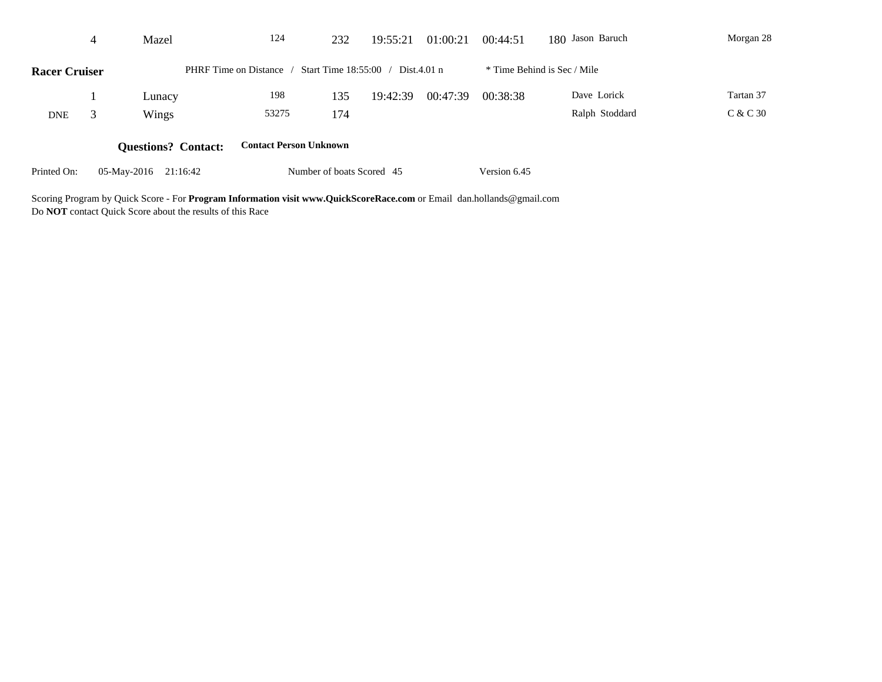| | | | | | | | | | | | |
|---|---|---|---|---|---|---|---|---|---|---|---|
| | 4 | Mazel | 124 | 232 | 19:55:21 | 01:00:21 | 00:44:51 | 180 | Jason Baruch | Morgan 28 |

**Racer Cruiser** PHRF Time on Distance / Start Time 18:55:00 / Dist.4.01 n * Time Behind is Sec / Mile

| | | | | | | | | | | |
|---|---|---|---|---|---|---|---|---|---|---|
| | 1 | Lunacy | 198 | 135 | 19:42:39 | 00:47:39 | 00:38:38 | | Dave Lorick | Tartan 37 |
| DNE | 3 | Wings | 53275 | 174 | | | | | Ralph Stoddard | C & C 30 |

**Questions? Contact:** **Contact Person Unknown**

Printed On: 05-May-2016 21:16:42 Number of boats Scored 45 Version 6.45

Scoring Program by Quick Score - For **Program Information visit www.QuickScoreRace.com** or Email dan.hollands@gmail.com
Do **NOT** contact Quick Score about the results of this Race